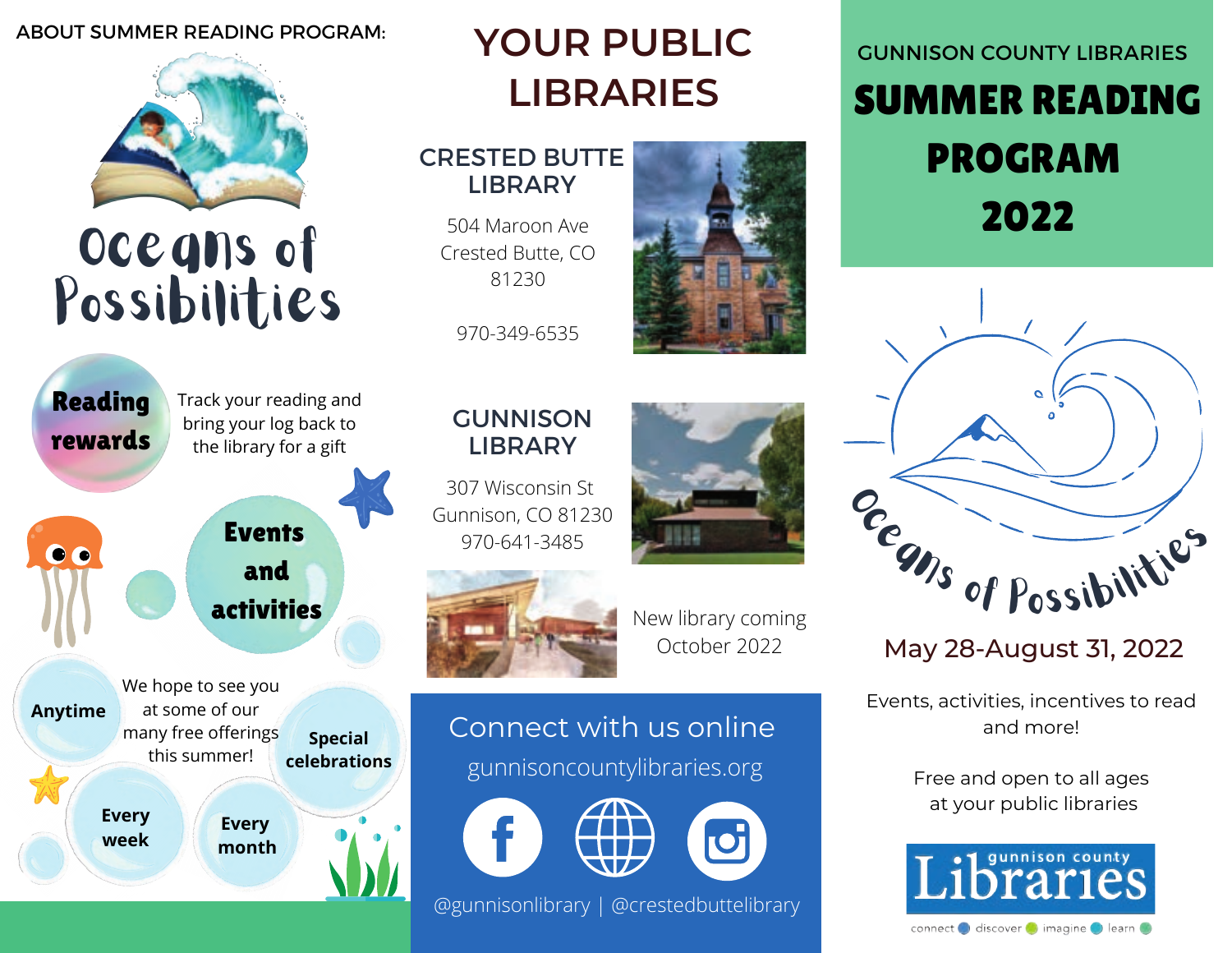ABOUT SUMMER READING PROGRAM:

# Oceans of Possibilities

**Reading rewards**

Track your reading and bring your log back to the library for a gift

**Events and activities**

**Anytime**

We hope to see you at some of our many free offerings this summer!

**Special celebrations**

**Every week**

**Every month**

# YOUR PUBLIC LIBRARIES

## CRESTED BUTTE LIBRARY

504 Maroon Ave
Crested Butte, CO
81230

970-349-6535

## GUNNISON LIBRARY

307 Wisconsin St
Gunnison, CO 81230
970-641-3485

New library coming October 2022

## Connect with us online

gunnisoncountylibraries.org

@gunnisonlibrary | @crestedbuttelibrary

GUNNISON COUNTY LIBRARIES

# SUMMER READING PROGRAM 2022

Oceans of Possibilities

May 28-August 31, 2022

Events, activities, incentives to read and more!

Free and open to all ages at your public libraries

gunnison county Libraries

connect discover imagine learn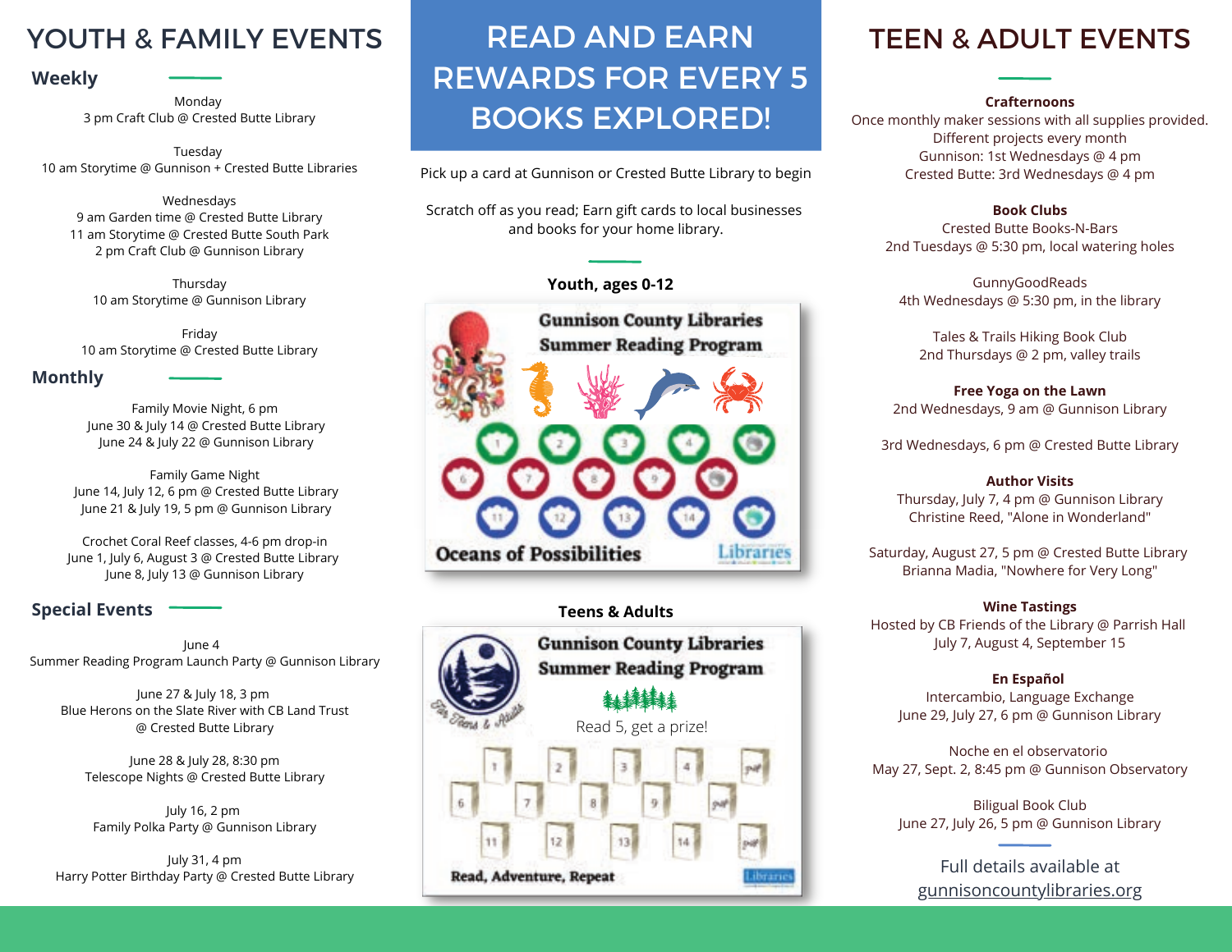# YOUTH & FAMILY EVENTS

## Weekly

Monday
3 pm Craft Club @ Crested Butte Library

Tuesday
10 am Storytime @ Gunnison + Crested Butte Libraries

Wednesdays
9 am Garden time @ Crested Butte Library
11 am Storytime @ Crested Butte South Park
2 pm Craft Club @ Gunnison Library

Thursday
10 am Storytime @ Gunnison Library

Friday
10 am Storytime @ Crested Butte Library

## Monthly

Family Movie Night, 6 pm
June 30 & July 14 @ Crested Butte Library
June 24 & July 22 @ Gunnison Library

Family Game Night
June 14, July 12, 6 pm @ Crested Butte Library
June 21 & July 19, 5 pm @ Gunnison Library

Crochet Coral Reef classes, 4-6 pm drop-in
June 1, July 6, August 3 @ Crested Butte Library
June 8, July 13 @ Gunnison Library

## Special Events

June 4
Summer Reading Program Launch Party @ Gunnison Library

June 27 & July 18, 3 pm
Blue Herons on the Slate River with CB Land Trust
@ Crested Butte Library

June 28 & July 28, 8:30 pm
Telescope Nights @ Crested Butte Library

July 16, 2 pm
Family Polka Party @ Gunnison Library

July 31, 4 pm
Harry Potter Birthday Party @ Crested Butte Library

# READ AND EARN REWARDS FOR EVERY 5 BOOKS EXPLORED!

Pick up a card at Gunnison or Crested Butte Library to begin

Scratch off as you read; Earn gift cards to local businesses and books for your home library.

**Youth, ages 0-12**

Gunnison County Libraries
Summer Reading Program

1 2 3 4
6 7 8 9
11 12 13 14

Oceans of Possibilities

Libraries

**Teens & Adults**

Gunnison County Libraries
Summer Reading Program

For Teens & Adults

Read 5, get a prize!

1 2 3 4
6 7 8 9
11 12 13 14

Read, Adventure, Repeat

Libraries

# TEEN & ADULT EVENTS

**Crafternoons**
Once monthly maker sessions with all supplies provided.
Different projects every month
Gunnison: 1st Wednesdays @ 4 pm
Crested Butte: 3rd Wednesdays @ 4 pm

**Book Clubs**
Crested Butte Books-N-Bars
2nd Tuesdays @ 5:30 pm, local watering holes

GunnyGoodReads
4th Wednesdays @ 5:30 pm, in the library

Tales & Trails Hiking Book Club
2nd Thursdays @ 2 pm, valley trails

**Free Yoga on the Lawn**
2nd Wednesdays, 9 am @ Gunnison Library

3rd Wednesdays, 6 pm @ Crested Butte Library

**Author Visits**
Thursday, July 7, 4 pm @ Gunnison Library
Christine Reed, "Alone in Wonderland"

Saturday, August 27, 5 pm @ Crested Butte Library
Brianna Madia, "Nowhere for Very Long"

**Wine Tastings**
Hosted by CB Friends of the Library @ Parrish Hall
July 7, August 4, September 15

**En Español**
Intercambio, Language Exchange
June 29, July 27, 6 pm @ Gunnison Library

Noche en el observatorio
May 27, Sept. 2, 8:45 pm @ Gunnison Observatory

Biligual Book Club
June 27, July 26, 5 pm @ Gunnison Library

Full details available at
gunnisoncountylibraries.org